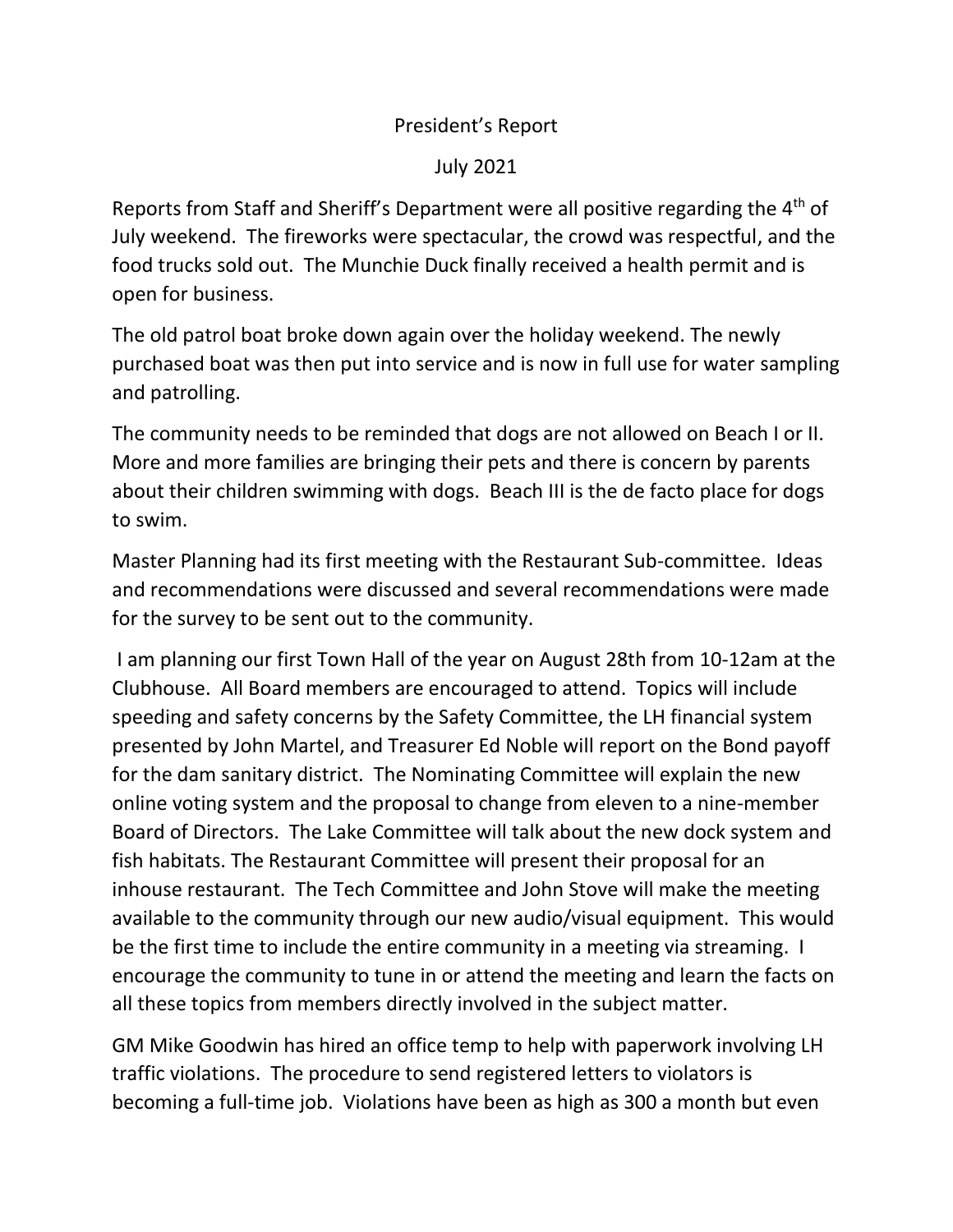# President's Report

## July 2021

Reports from Staff and Sheriff's Department were all positive regarding the 4th of July weekend. The fireworks were spectacular, the crowd was respectful, and the food trucks sold out. The Munchie Duck finally received a health permit and is open for business.

The old patrol boat broke down again over the holiday weekend. The newly purchased boat was then put into service and is now in full use for water sampling and patrolling.

The community needs to be reminded that dogs are not allowed on Beach I or II. More and more families are bringing their pets and there is concern by parents about their children swimming with dogs. Beach III is the de facto place for dogs to swim.

Master Planning had its first meeting with the Restaurant Sub-committee. Ideas and recommendations were discussed and several recommendations were made for the survey to be sent out to the community.

I am planning our first Town Hall of the year on August 28th from 10-12am at the Clubhouse. All Board members are encouraged to attend. Topics will include speeding and safety concerns by the Safety Committee, the LH financial system presented by John Martel, and Treasurer Ed Noble will report on the Bond payoff for the dam sanitary district. The Nominating Committee will explain the new online voting system and the proposal to change from eleven to a nine-member Board of Directors. The Lake Committee will talk about the new dock system and fish habitats. The Restaurant Committee will present their proposal for an inhouse restaurant. The Tech Committee and John Stove will make the meeting available to the community through our new audio/visual equipment. This would be the first time to include the entire community in a meeting via streaming. I encourage the community to tune in or attend the meeting and learn the facts on all these topics from members directly involved in the subject matter.

GM Mike Goodwin has hired an office temp to help with paperwork involving LH traffic violations. The procedure to send registered letters to violators is becoming a full-time job. Violations have been as high as 300 a month but even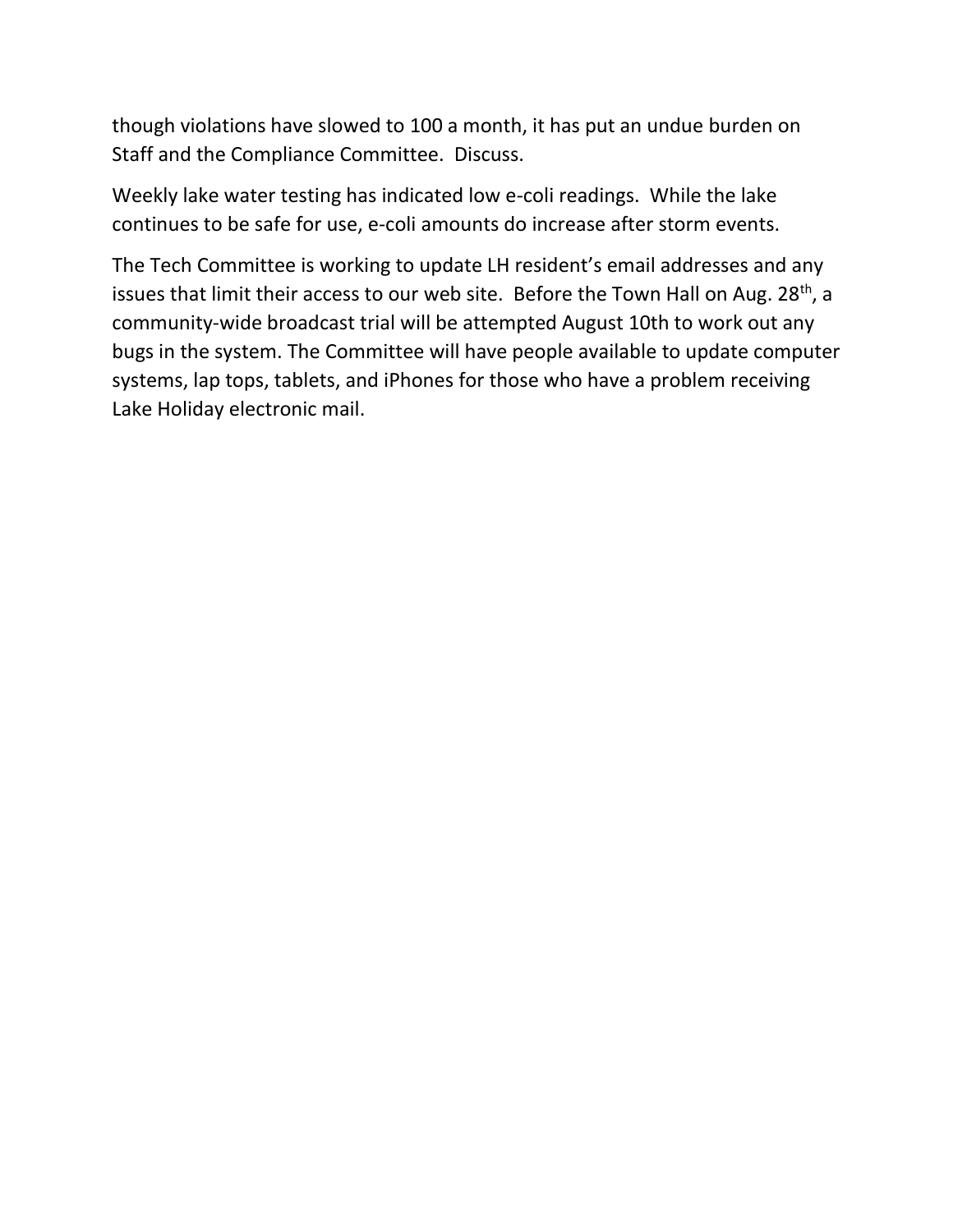though violations have slowed to 100 a month, it has put an undue burden on Staff and the Compliance Committee.  Discuss.

Weekly lake water testing has indicated low e-coli readings.  While the lake continues to be safe for use, e-coli amounts do increase after storm events.

The Tech Committee is working to update LH resident's email addresses and any issues that limit their access to our web site.  Before the Town Hall on Aug. 28th, a community-wide broadcast trial will be attempted August 10th to work out any bugs in the system. The Committee will have people available to update computer systems, lap tops, tablets, and iPhones for those who have a problem receiving Lake Holiday electronic mail.